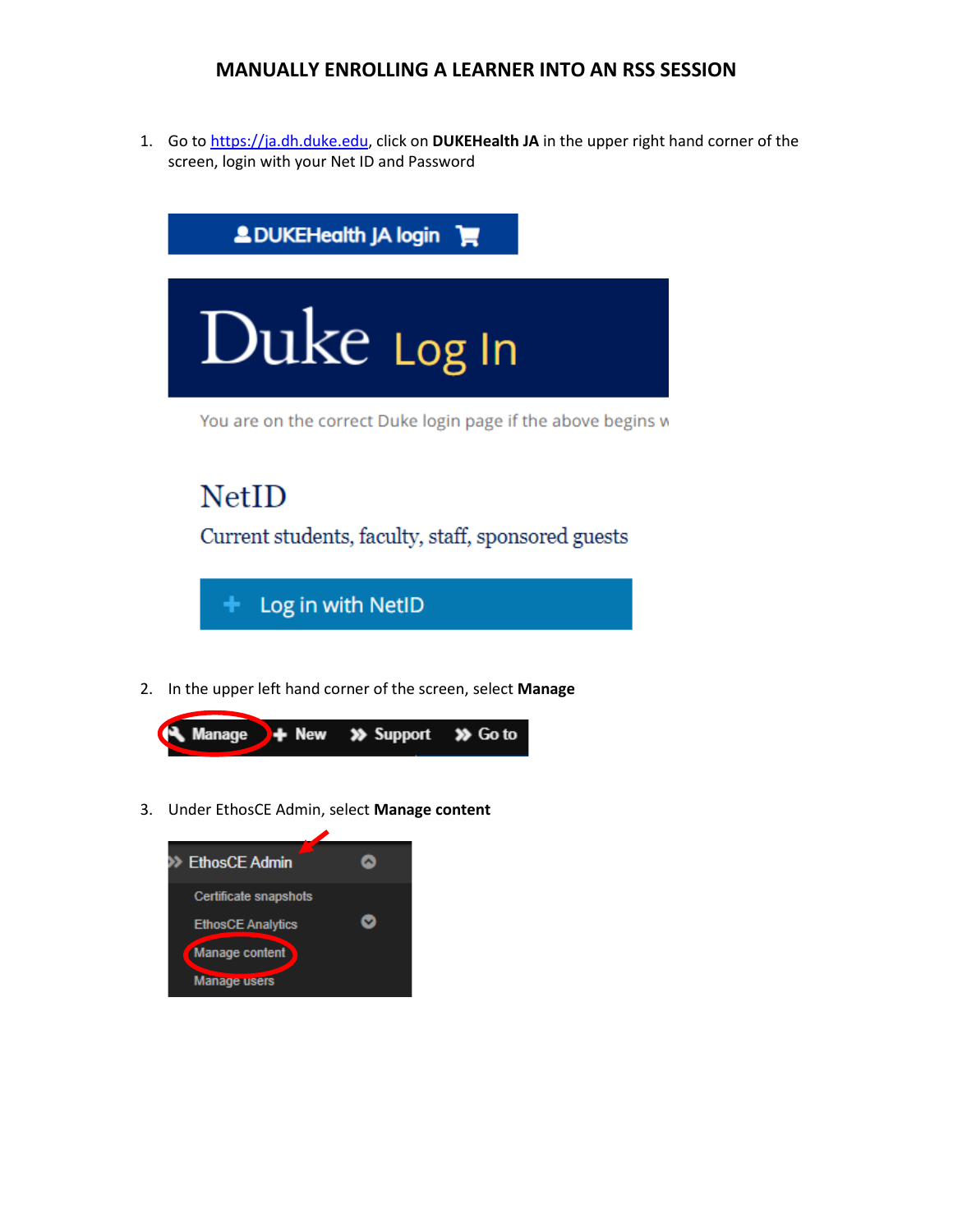# MANUALLY ENROLLING A LEARNER INTO AN RSS SESSION

1. Go to https://ja.dh.duke.edu, click on **DUKEHealth JA** in the upper right hand corner of the screen, login with your Net ID and Password

2. In the upper left hand corner of the screen, select **Manage**

3. Under EthosCE Admin, select **Manage content**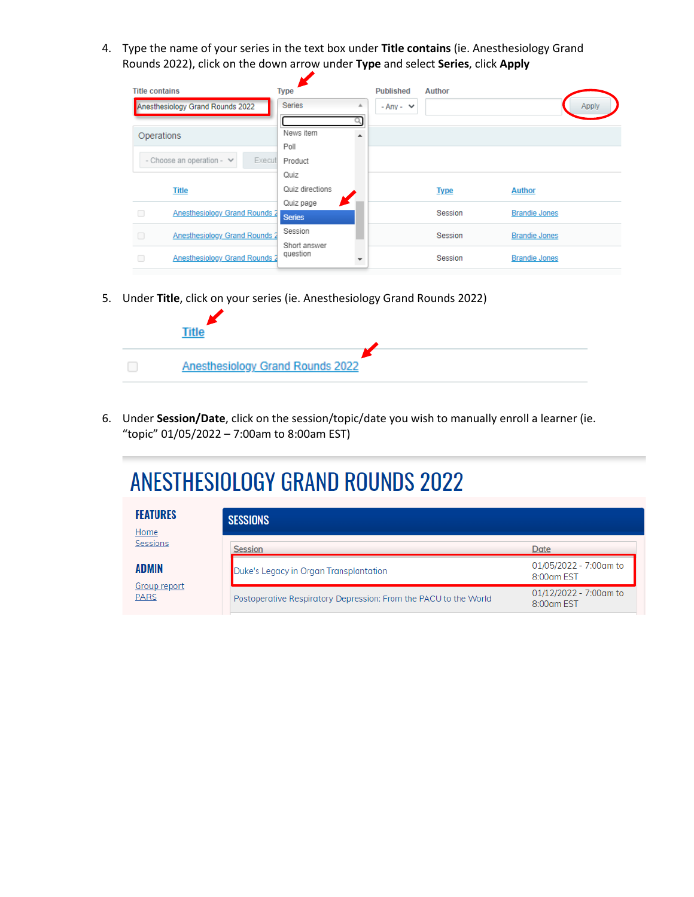4. Type the name of your series in the text box under **Title contains** (ie. Anesthesiology Grand Rounds 2022), click on the down arrow under **Type** and select **Series**, click **Apply**

| Title contains | Type | Published | Author | |
|---|---|---|---|---|
| Anesthesiology Grand Rounds 2022 | Series | - Any - | | Apply |

Type dropdown options: News item, Poll, Product, Quiz, Quiz directions, Quiz page, Series, Session, Short answer question

Operations: - Choose an operation - | Execute

| | Title | Type | Author |
|---|---|---|---|
| ☐ | Anesthesiology Grand Rounds 2 | Session | Brandie Jones |
| ☐ | Anesthesiology Grand Rounds 2 | Session | Brandie Jones |
| ☐ | Anesthesiology Grand Rounds 2 | Session | Brandie Jones |

5. Under **Title**, click on your series (ie. Anesthesiology Grand Rounds 2022)

| | Title |
|---|---|
| ☐ | Anesthesiology Grand Rounds 2022 |

6. Under **Session/Date**, click on the session/topic/date you wish to manually enroll a learner (ie. "topic" 01/05/2022 – 7:00am to 8:00am EST)

# ANESTHESIOLOGY GRAND ROUNDS 2022

**FEATURES**
Home
Sessions

**ADMIN**
Group report
PARS

**SESSIONS**

| Session | Date |
|---|---|
| Duke's Legacy in Organ Transplantation | 01/05/2022 - 7:00am to 8:00am EST |
| Postoperative Respiratory Depression: From the PACU to the World | 01/12/2022 - 7:00am to 8:00am EST |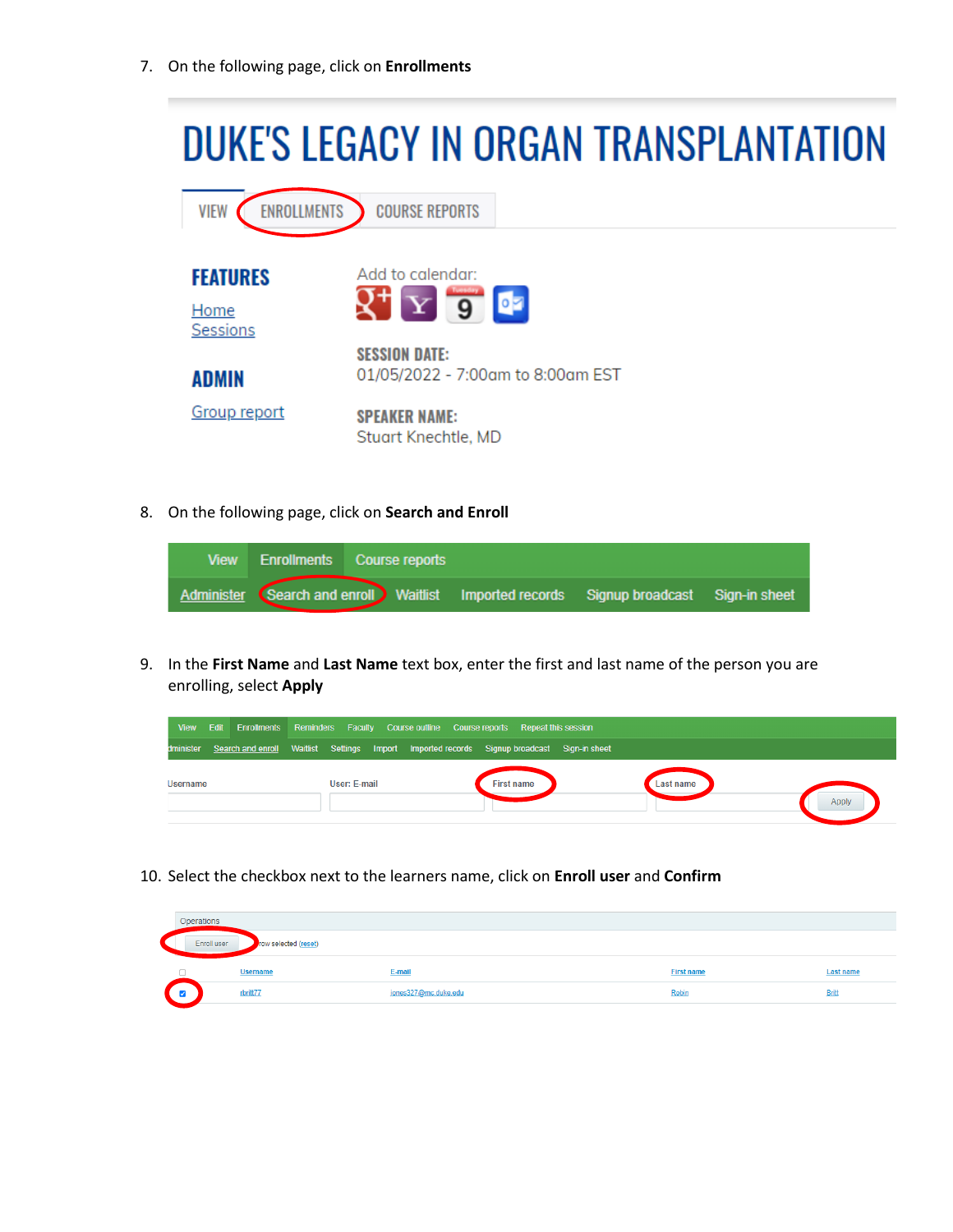7. On the following page, click on **Enrollments**

DUKE'S LEGACY IN ORGAN TRANSPLANTATION

VIEW | ENROLLMENTS | COURSE REPORTS

**FEATURES**

Home
Sessions

**ADMIN**

Group report

Add to calendar:

**SESSION DATE:**
01/05/2022 - 7:00am to 8:00am EST

**SPEAKER NAME:**
Stuart Knechtle, MD

8. On the following page, click on **Search and Enroll**

View | Enrollments | Course reports

Administer | Search and enroll | Waitlist | Imported records | Signup broadcast | Sign-in sheet

9. In the **First Name** and **Last Name** text box, enter the first and last name of the person you are enrolling, select **Apply**

View | Edit | Enrollments | Reminders | Faculty | Course outline | Course reports | Repeat this session

dminister | Search and enroll | Waitlist | Settings | Import | Imported records | Signup broadcast | Sign-in sheet

Username | User: E-mail | First name | Last name | Apply

10. Select the checkbox next to the learners name, click on **Enroll user** and **Confirm**

Operations

Enroll user  row selected (reset)

| | Username | E-mail | First name | Last name |
|---|---|---|---|---|
| ☑ | rbritt77 | jones327@mc.duke.edu | Robin | Britt |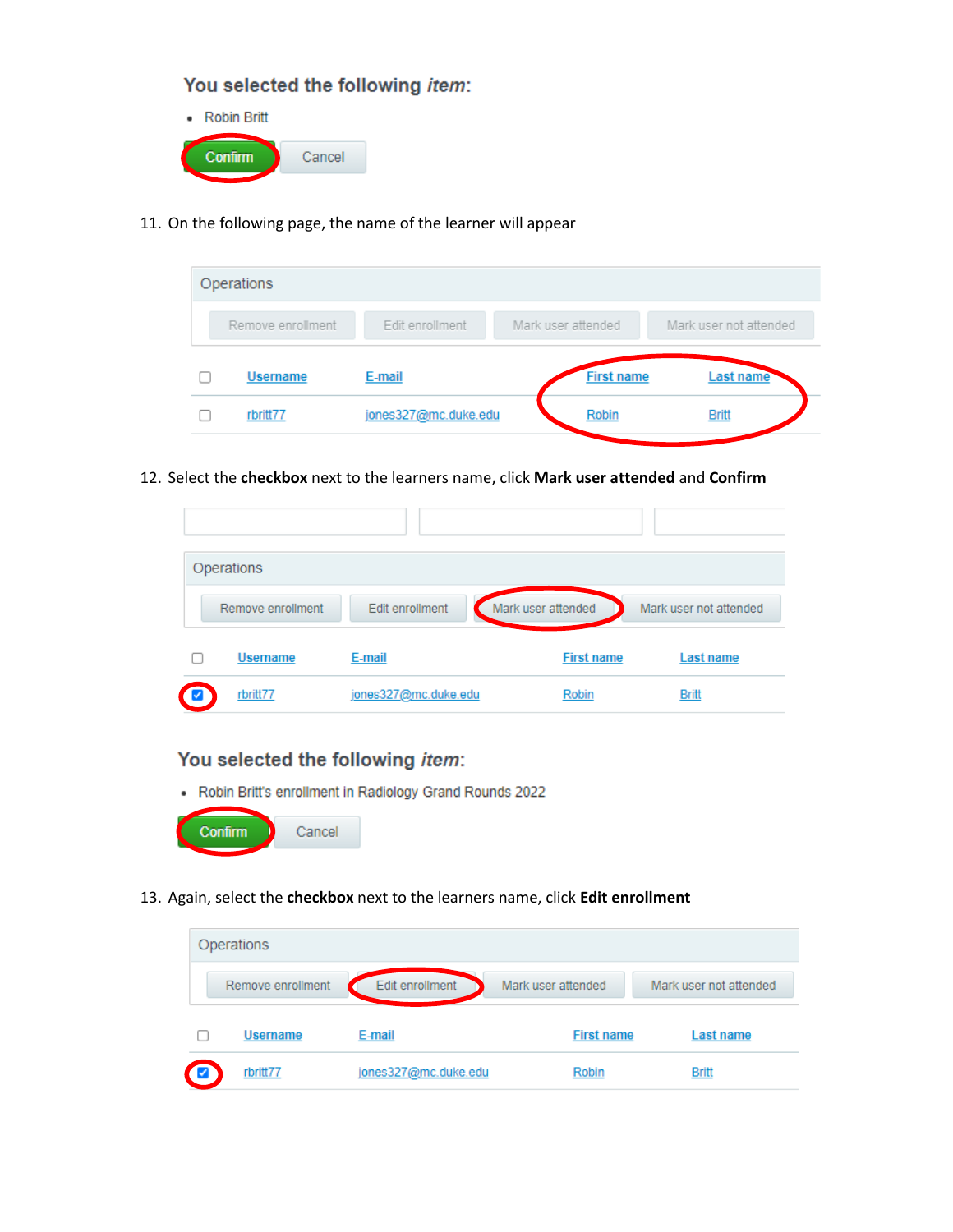**You selected the following *item*:**

- Robin Britt

Confirm Cancel

11. On the following page, the name of the learner will appear

Operations

Remove enrollment | Edit enrollment | Mark user attended | Mark user not attended

| ☐ | Username | E-mail | First name | Last name |
|---|---|---|---|---|
| ☐ | rbritt77 | jones327@mc.duke.edu | Robin | Britt |

12. Select the **checkbox** next to the learners name, click **Mark user attended** and **Confirm**

Operations

Remove enrollment | Edit enrollment | Mark user attended | Mark user not attended

| ☐ | Username | E-mail | First name | Last name |
|---|---|---|---|---|
| ☑ | rbritt77 | jones327@mc.duke.edu | Robin | Britt |

**You selected the following *item*:**

- Robin Britt's enrollment in Radiology Grand Rounds 2022

Confirm Cancel

13. Again, select the **checkbox** next to the learners name, click **Edit enrollment**

Operations

Remove enrollment | Edit enrollment | Mark user attended | Mark user not attended

| ☐ | Username | E-mail | First name | Last name |
|---|---|---|---|---|
| ☑ | rbritt77 | jones327@mc.duke.edu | Robin | Britt |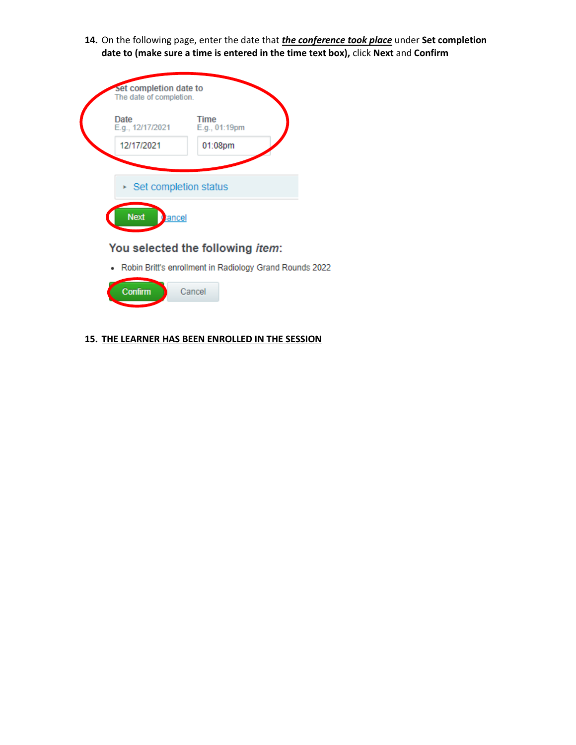14. On the following page, enter the date that ***the conference took place*** under **Set completion date to (make sure a time is entered in the time text box),** click **Next** and **Confirm**

Set completion date to
The date of completion.

Date
E.g., 12/17/2021
12/17/2021

Time
E.g., 01:19pm
01:08pm

Set completion status

Next Cancel

You selected the following *item*:

- Robin Britt's enrollment in Radiology Grand Rounds 2022

Confirm Cancel

15. **THE LEARNER HAS BEEN ENROLLED IN THE SESSION**